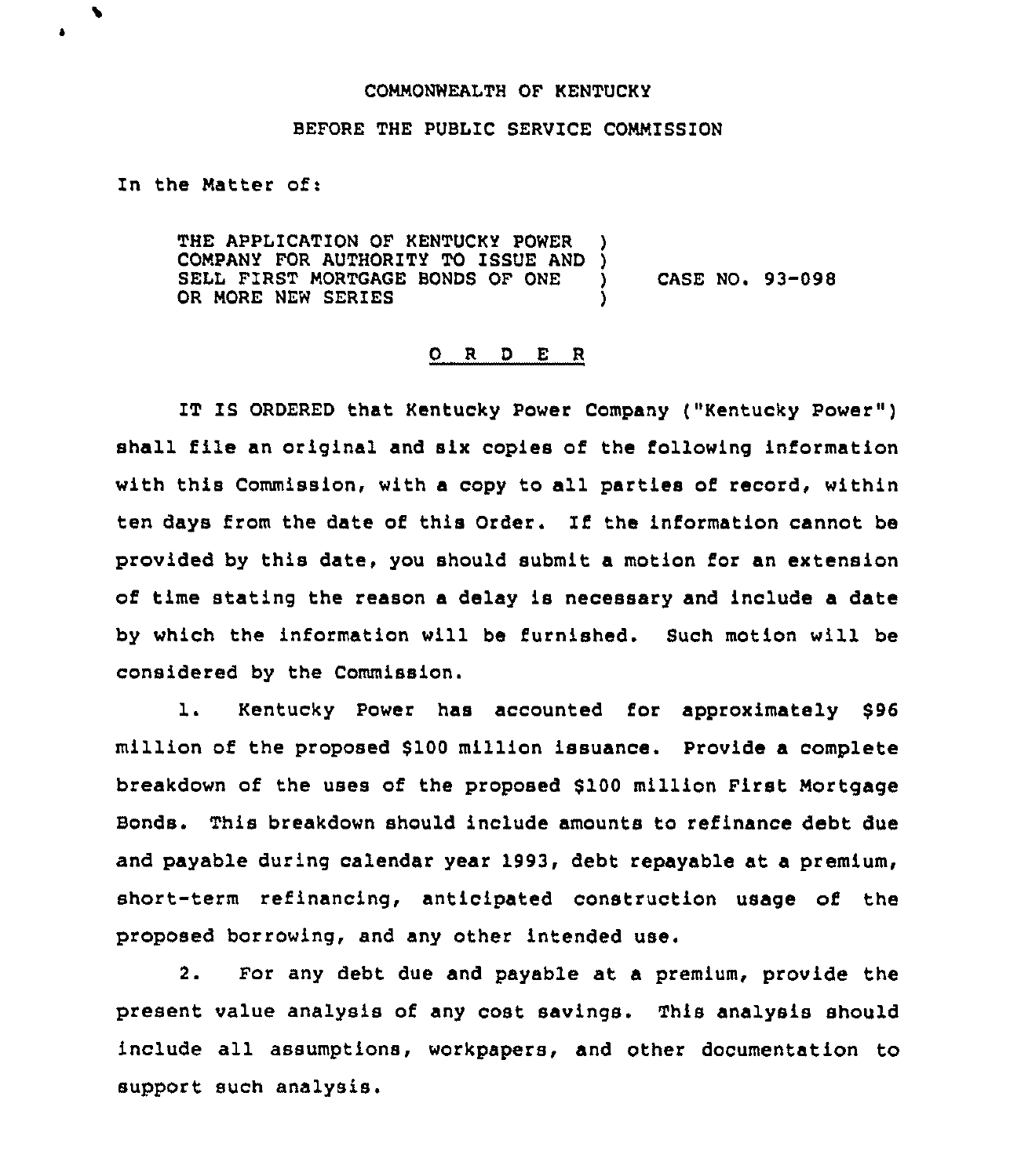COMMONWEALTH OF KENTUCKY

BEFORE THE PUBLIC SERVICE COMMISSION

In the Matter of:

THE APPLICATION OF KENTUCKY POWER )
COMPANY FOR AUTHORITY TO ISSUE AND )
SELL FIRST MORTGAGE BONDS OF ONE ) CASE NO. 93-098
OR MORE NEW SERIES )

# O R D E R

IT IS ORDERED that Kentucky Power Company ("Kentucky Power") shall file an original and six copies of the following information with this Commission, with a copy to all parties of record, within ten days from the date of this Order. If the information cannot be provided by this date, you should submit a motion for an extension of time stating the reason a delay is necessary and include a date by which the information will be furnished. Such motion will be considered by the Commission.

1. Kentucky Power has accounted for approximately $96 million of the proposed $100 million issuance. Provide a complete breakdown of the uses of the proposed $100 million First Mortgage Bonds. This breakdown should include amounts to refinance debt due and payable during calendar year 1993, debt repayable at a premium, short-term refinancing, anticipated construction usage of the proposed borrowing, and any other intended use.

2. For any debt due and payable at a premium, provide the present value analysis of any cost savings. This analysis should include all assumptions, workpapers, and other documentation to support such analysis.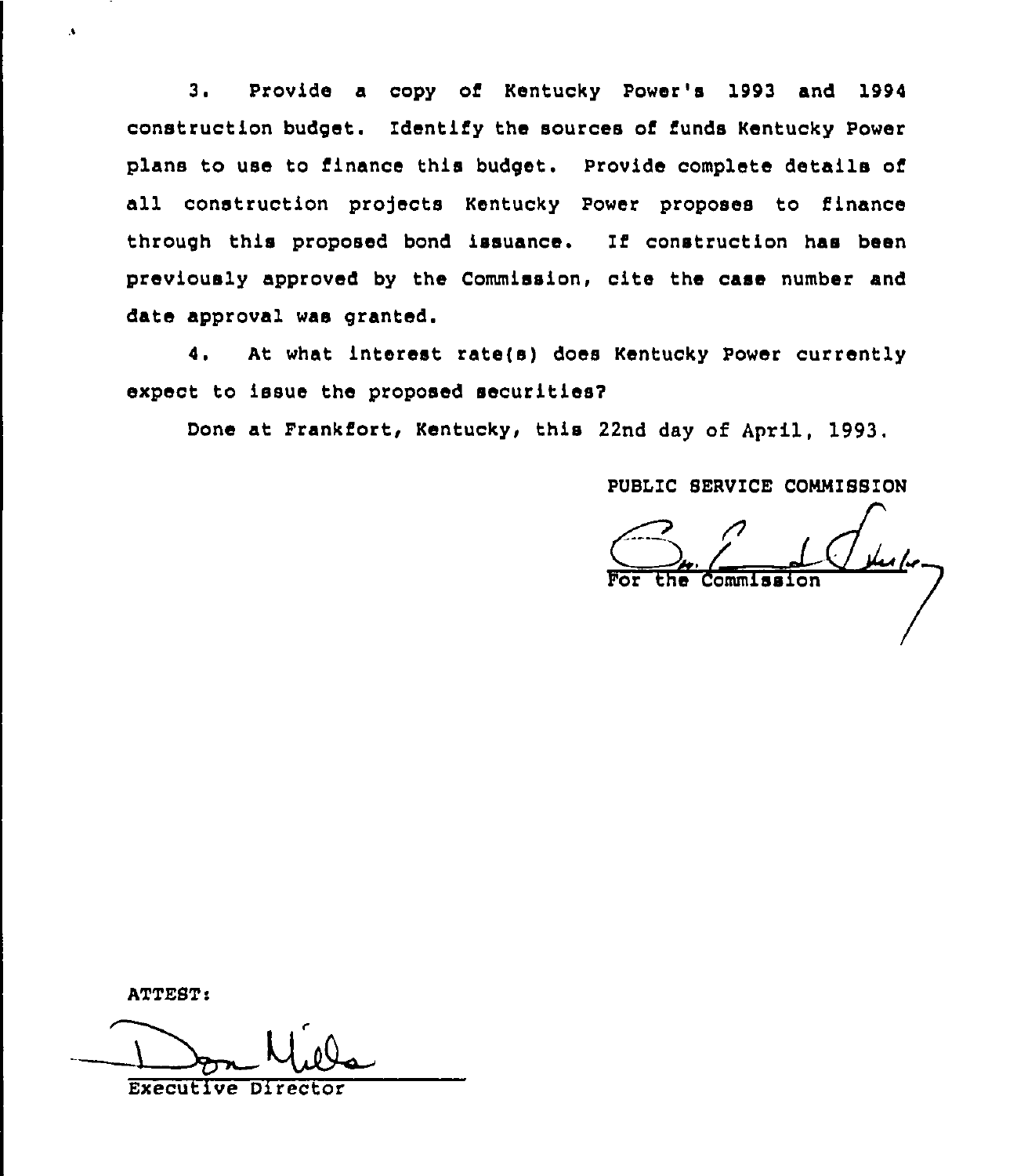3. Provide a copy of Kentucky Power's 1993 and 1994 construction budget. Identify the sources of funds Kentucky Power plans to use to finance this budget. Provide complete details of all construction projects Kentucky Power proposes to finance through this proposed bond issuance. If construction has been previously approved by the Commission, cite the case number and date approval was granted.

4. At what interest rate(s) does Kentucky Power currently expect to issue the proposed securities?

Done at Frankfort, Kentucky, this 22nd day of April, 1993.

PUBLIC SERVICE COMMISSION

For the Commission

ATTEST:

Executive Director